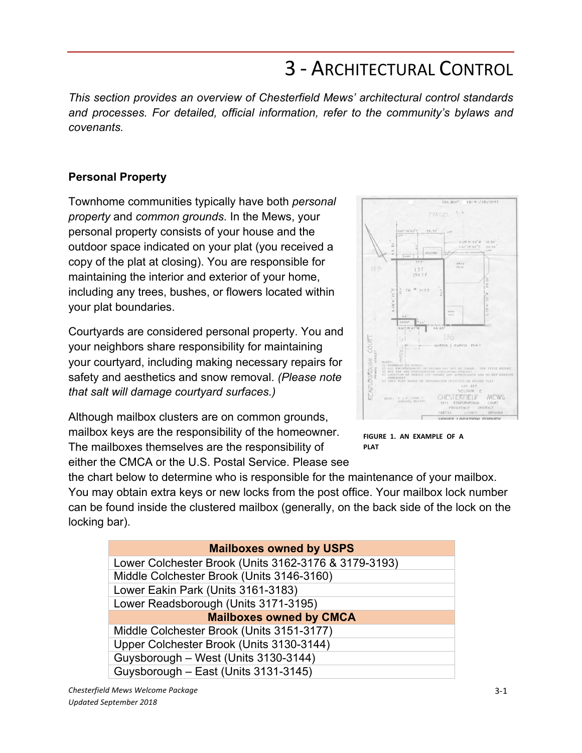# 3 - ARCHITECTURAL CONTROL

*This section provides an overview of Chesterfield Mews' architectural control standards and processes. For detailed, official information, refer to the community's bylaws and covenants.*

### Personal Property

Townhome communities typically have both *personal property* and *common grounds*. In the Mews, your personal property consists of your house and the outdoor space indicated on your plat (you received a copy of the plat at closing). You are responsible for maintaining the interior and exterior of your home, including any trees, bushes, or flowers located within your plat boundaries.

FIGURE 1. AN EXAMPLE OF A PLAT

Courtyards are considered personal property. You and your neighbors share responsibility for maintaining your courtyard, including making necessary repairs for safety and aesthetics and snow removal. *(Please note that salt will damage courtyard surfaces.)*

Although mailbox clusters are on common grounds, mailbox keys are the responsibility of the homeowner. The mailboxes themselves are the responsibility of either the CMCA or the U.S. Postal Service. Please see the chart below to determine who is responsible for the maintenance of your mailbox. You may obtain extra keys or new locks from the post office. Your mailbox lock number can be found inside the clustered mailbox (generally, on the back side of the lock on the locking bar).

| **Mailboxes owned by USPS** |
|---|
| Lower Colchester Brook (Units 3162-3176 & 3179-3193) |
| Middle Colchester Brook (Units 3146-3160) |
| Lower Eakin Park (Units 3161-3183) |
| Lower Readsborough (Units 3171-3195) |
| **Mailboxes owned by CMCA** |
| Middle Colchester Brook (Units 3151-3177) |
| Upper Colchester Brook (Units 3130-3144) |
| Guysborough – West (Units 3130-3144) |
| Guysborough – East (Units 3131-3145) |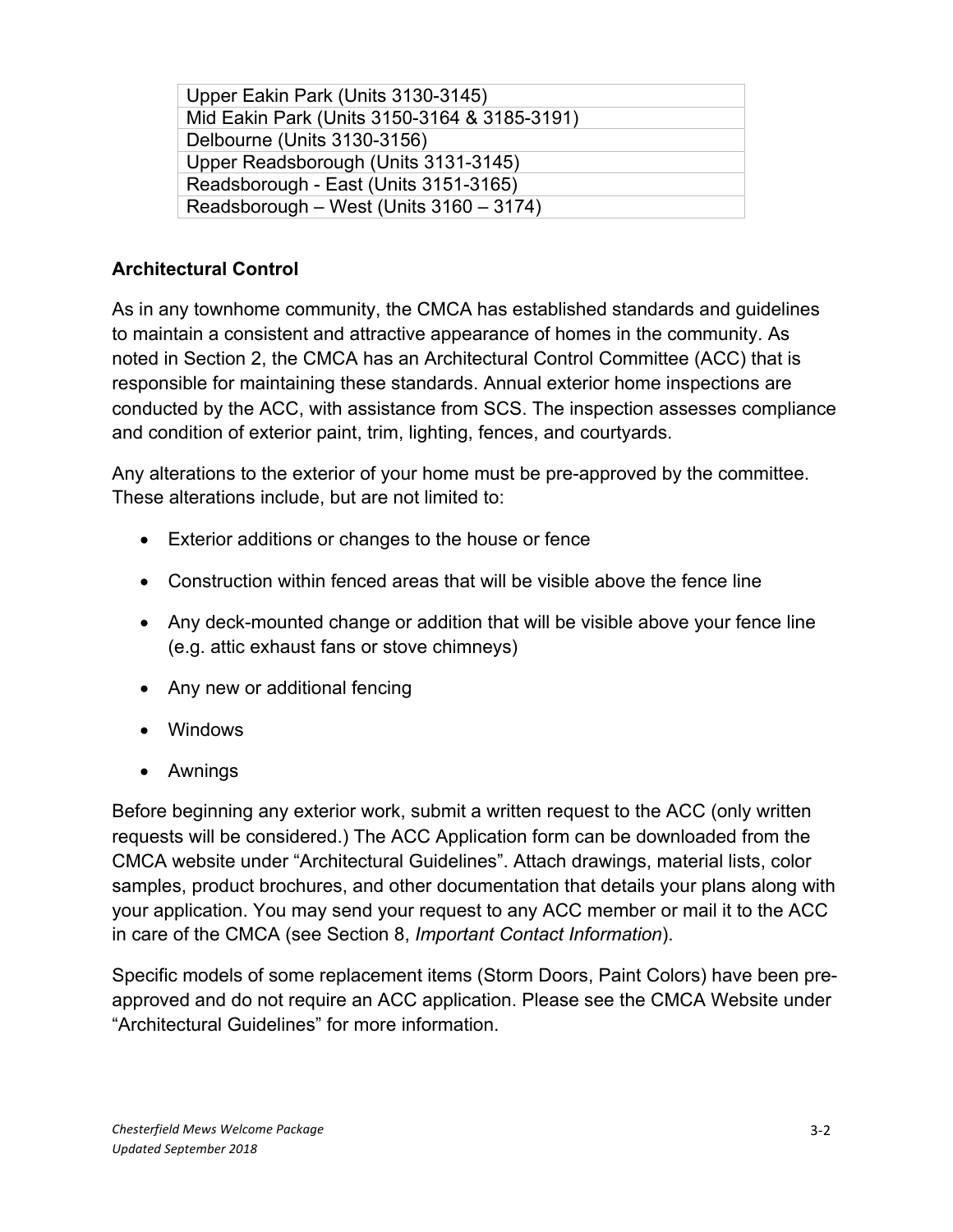| |
|---|
| Upper Eakin Park (Units 3130-3145) |
| Mid Eakin Park (Units 3150-3164 & 3185-3191) |
| Delbourne (Units 3130-3156) |
| Upper Readsborough (Units 3131-3145) |
| Readsborough - East (Units 3151-3165) |
| Readsborough – West (Units 3160 – 3174) |

### Architectural Control

As in any townhome community, the CMCA has established standards and guidelines to maintain a consistent and attractive appearance of homes in the community. As noted in Section 2, the CMCA has an Architectural Control Committee (ACC) that is responsible for maintaining these standards. Annual exterior home inspections are conducted by the ACC, with assistance from SCS. The inspection assesses compliance and condition of exterior paint, trim, lighting, fences, and courtyards.

Any alterations to the exterior of your home must be pre-approved by the committee. These alterations include, but are not limited to:

- Exterior additions or changes to the house or fence
- Construction within fenced areas that will be visible above the fence line
- Any deck-mounted change or addition that will be visible above your fence line (e.g. attic exhaust fans or stove chimneys)
- Any new or additional fencing
- Windows
- Awnings

Before beginning any exterior work, submit a written request to the ACC (only written requests will be considered.) The ACC Application form can be downloaded from the CMCA website under "Architectural Guidelines". Attach drawings, material lists, color samples, product brochures, and other documentation that details your plans along with your application. You may send your request to any ACC member or mail it to the ACC in care of the CMCA (see Section 8, *Important Contact Information*).

Specific models of some replacement items (Storm Doors, Paint Colors) have been pre-approved and do not require an ACC application. Please see the CMCA Website under "Architectural Guidelines" for more information.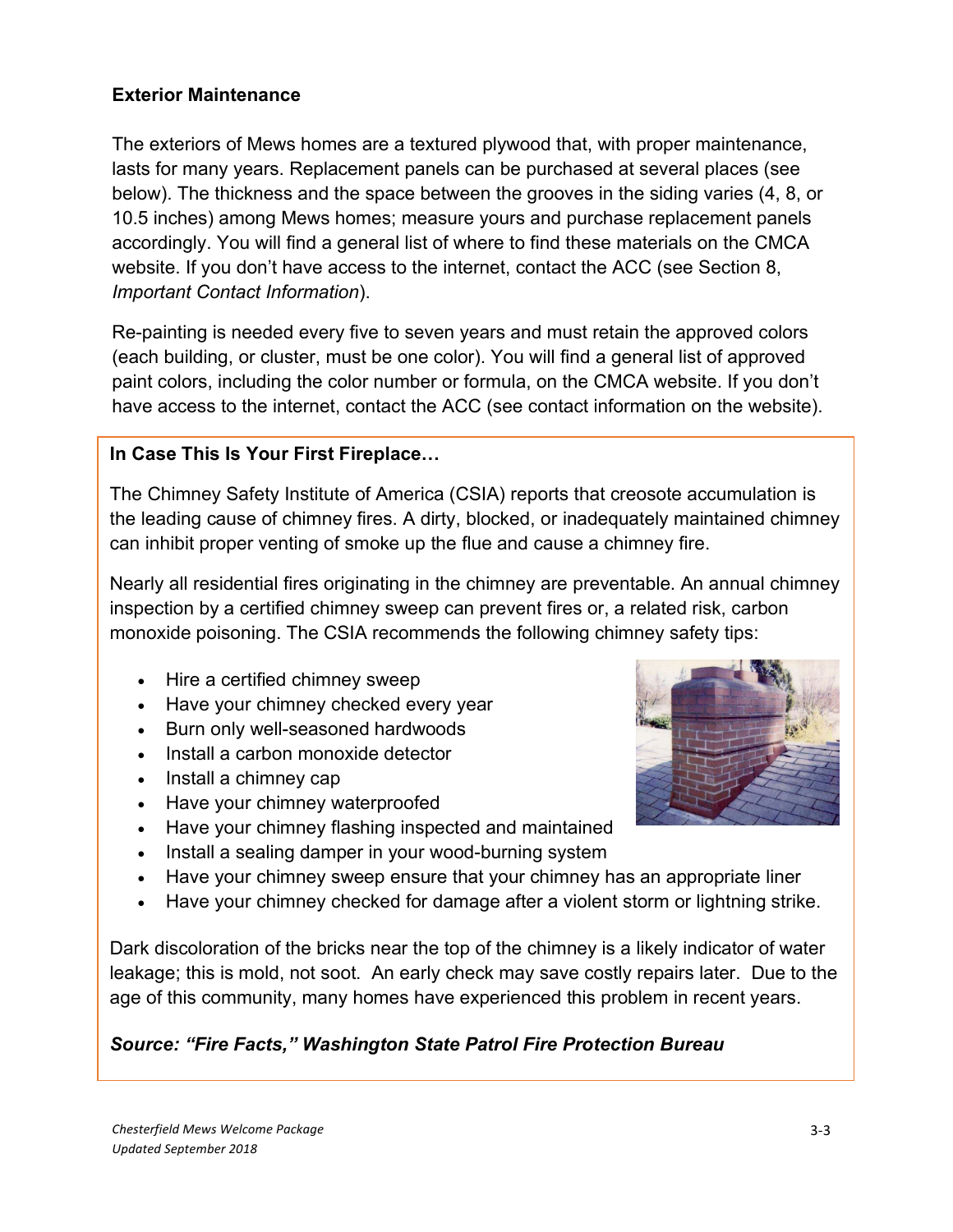## Exterior Maintenance

The exteriors of Mews homes are a textured plywood that, with proper maintenance, lasts for many years. Replacement panels can be purchased at several places (see below). The thickness and the space between the grooves in the siding varies (4, 8, or 10.5 inches) among Mews homes; measure yours and purchase replacement panels accordingly. You will find a general list of where to find these materials on the CMCA website. If you don't have access to the internet, contact the ACC (see Section 8, *Important Contact Information*).

Re-painting is needed every five to seven years and must retain the approved colors (each building, or cluster, must be one color). You will find a general list of approved paint colors, including the color number or formula, on the CMCA website. If you don't have access to the internet, contact the ACC (see contact information on the website).

### In Case This Is Your First Fireplace…

The Chimney Safety Institute of America (CSIA) reports that creosote accumulation is the leading cause of chimney fires. A dirty, blocked, or inadequately maintained chimney can inhibit proper venting of smoke up the flue and cause a chimney fire.

Nearly all residential fires originating in the chimney are preventable. An annual chimney inspection by a certified chimney sweep can prevent fires or, a related risk, carbon monoxide poisoning. The CSIA recommends the following chimney safety tips:

- Hire a certified chimney sweep
- Have your chimney checked every year
- Burn only well-seasoned hardwoods
- Install a carbon monoxide detector
- Install a chimney cap
- Have your chimney waterproofed
- Have your chimney flashing inspected and maintained
- Install a sealing damper in your wood-burning system
- Have your chimney sweep ensure that your chimney has an appropriate liner
- Have your chimney checked for damage after a violent storm or lightning strike.

Dark discoloration of the bricks near the top of the chimney is a likely indicator of water leakage; this is mold, not soot. An early check may save costly repairs later. Due to the age of this community, many homes have experienced this problem in recent years.

***Source: "Fire Facts," Washington State Patrol Fire Protection Bureau***